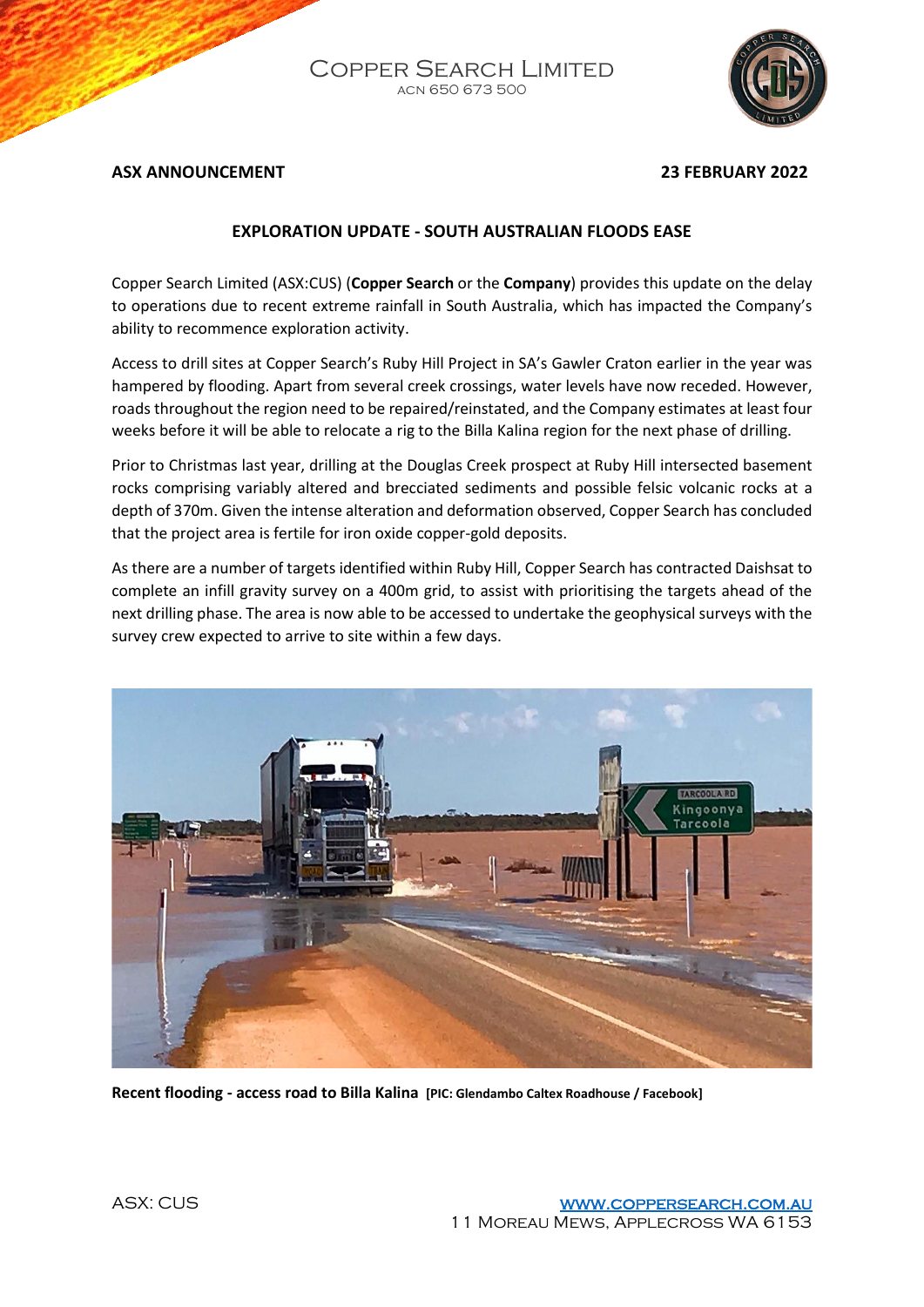# COPPER SEARCH LIMITED

ACN 650 673 500

**ASX ANNOUNCEMENT** **23 FEBRUARY 2022**

## EXPLORATION UPDATE - SOUTH AUSTRALIAN FLOODS EASE

Copper Search Limited (ASX:CUS) (**Copper Search** or the **Company**) provides this update on the delay to operations due to recent extreme rainfall in South Australia, which has impacted the Company's ability to recommence exploration activity.

Access to drill sites at Copper Search's Ruby Hill Project in SA's Gawler Craton earlier in the year was hampered by flooding. Apart from several creek crossings, water levels have now receded. However, roads throughout the region need to be repaired/reinstated, and the Company estimates at least four weeks before it will be able to relocate a rig to the Billa Kalina region for the next phase of drilling.

Prior to Christmas last year, drilling at the Douglas Creek prospect at Ruby Hill intersected basement rocks comprising variably altered and brecciated sediments and possible felsic volcanic rocks at a depth of 370m. Given the intense alteration and deformation observed, Copper Search has concluded that the project area is fertile for iron oxide copper-gold deposits.

As there are a number of targets identified within Ruby Hill, Copper Search has contracted Daishsat to complete an infill gravity survey on a 400m grid, to assist with prioritising the targets ahead of the next drilling phase. The area is now able to be accessed to undertake the geophysical surveys with the survey crew expected to arrive to site within a few days.

**Recent flooding - access road to Billa Kalina** **[PIC: Glendambo Caltex Roadhouse / Facebook]**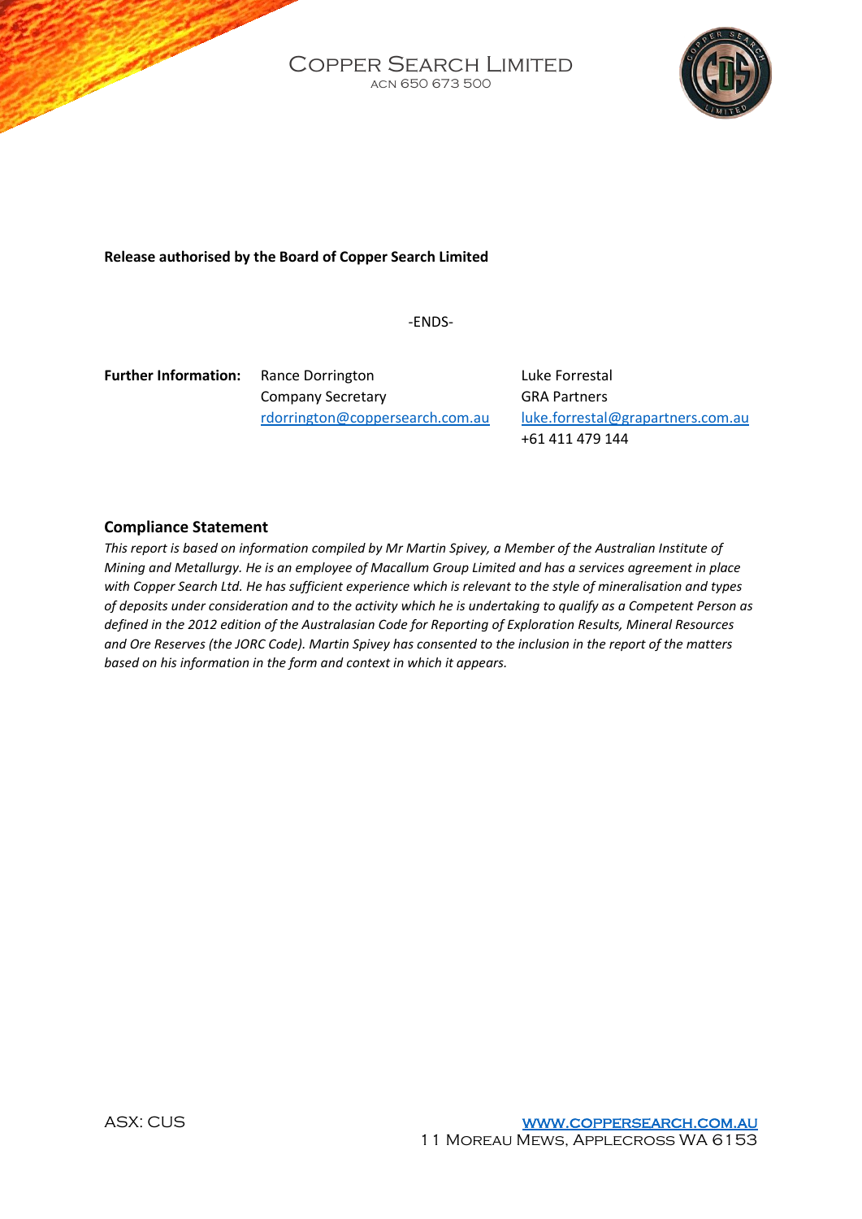**Release authorised by the Board of Copper Search Limited**

-ENDS-

| | | |
|---|---|---|
| **Further Information:** | Rance Dorrington<br>Company Secretary<br>rdorrington@coppersearch.com.au | Luke Forrestal<br>GRA Partners<br>luke.forrestal@grapartners.com.au<br>+61 411 479 144 |

## Compliance Statement

*This report is based on information compiled by Mr Martin Spivey, a Member of the Australian Institute of Mining and Metallurgy. He is an employee of Macallum Group Limited and has a services agreement in place with Copper Search Ltd. He has sufficient experience which is relevant to the style of mineralisation and types of deposits under consideration and to the activity which he is undertaking to qualify as a Competent Person as defined in the 2012 edition of the Australasian Code for Reporting of Exploration Results, Mineral Resources and Ore Reserves (the JORC Code). Martin Spivey has consented to the inclusion in the report of the matters based on his information in the form and context in which it appears.*